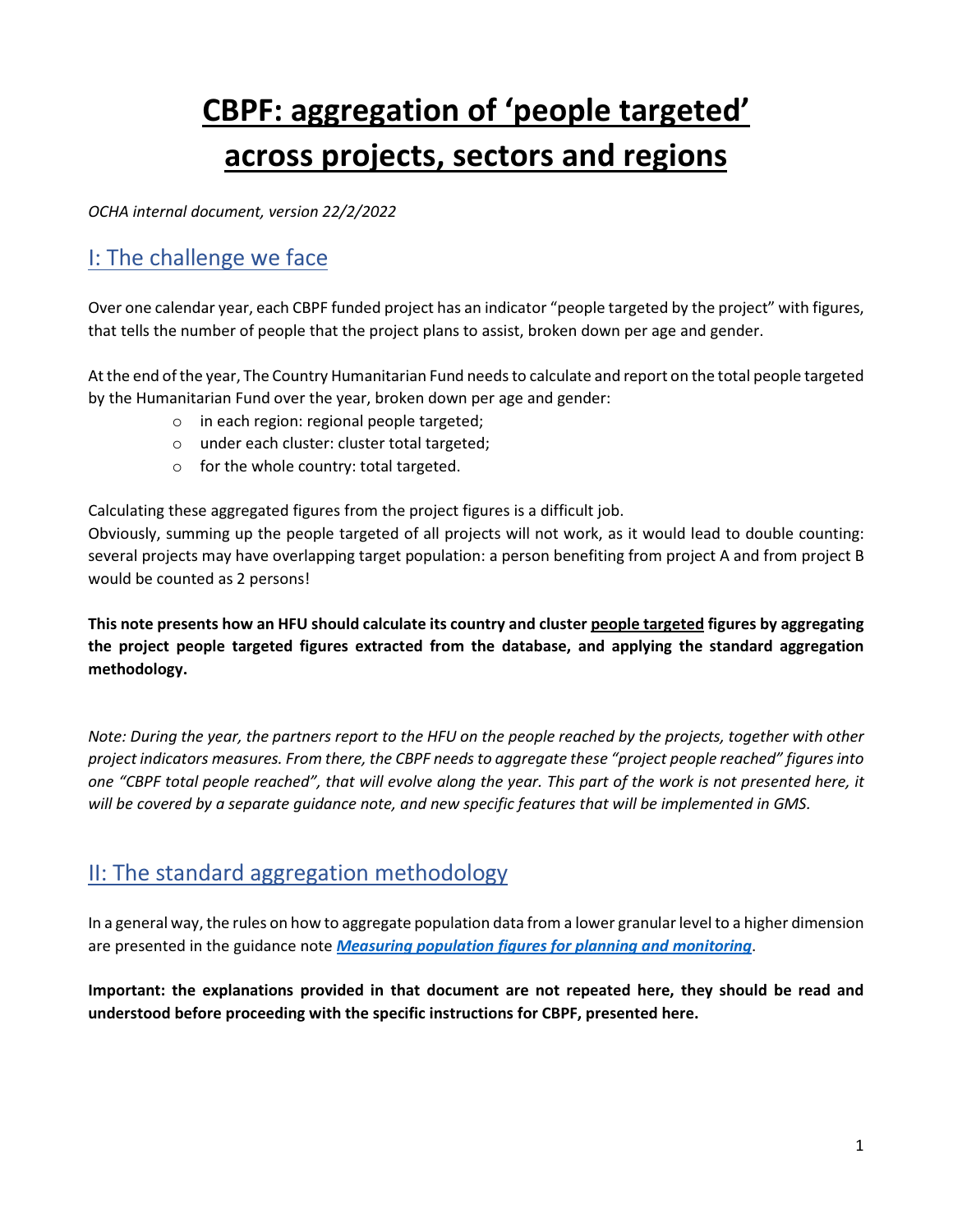# CBPF: aggregation of 'people targeted' across projects, sectors and regions

*OCHA internal document, version 22/2/2022*

## I: The challenge we face

Over one calendar year, each CBPF funded project has an indicator "people targeted by the project" with figures, that tells the number of people that the project plans to assist, broken down per age and gender.

At the end of the year, The Country Humanitarian Fund needs to calculate and report on the total people targeted by the Humanitarian Fund over the year, broken down per age and gender:

- in each region: regional people targeted;
- under each cluster: cluster total targeted;
- for the whole country: total targeted.

Calculating these aggregated figures from the project figures is a difficult job.
Obviously, summing up the people targeted of all projects will not work, as it would lead to double counting: several projects may have overlapping target population: a person benefiting from project A and from project B would be counted as 2 persons!

**This note presents how an HFU should calculate its country and cluster people targeted figures by aggregating the project people targeted figures extracted from the database, and applying the standard aggregation methodology.**

*Note: During the year, the partners report to the HFU on the people reached by the projects, together with other project indicators measures. From there, the CBPF needs to aggregate these "project people reached" figures into one "CBPF total people reached", that will evolve along the year. This part of the work is not presented here, it will be covered by a separate guidance note, and new specific features that will be implemented in GMS.*

## II: The standard aggregation methodology

In a general way, the rules on how to aggregate population data from a lower granular level to a higher dimension are presented in the guidance note ***Measuring population figures for planning and monitoring***.

**Important: the explanations provided in that document are not repeated here, they should be read and understood before proceeding with the specific instructions for CBPF, presented here.**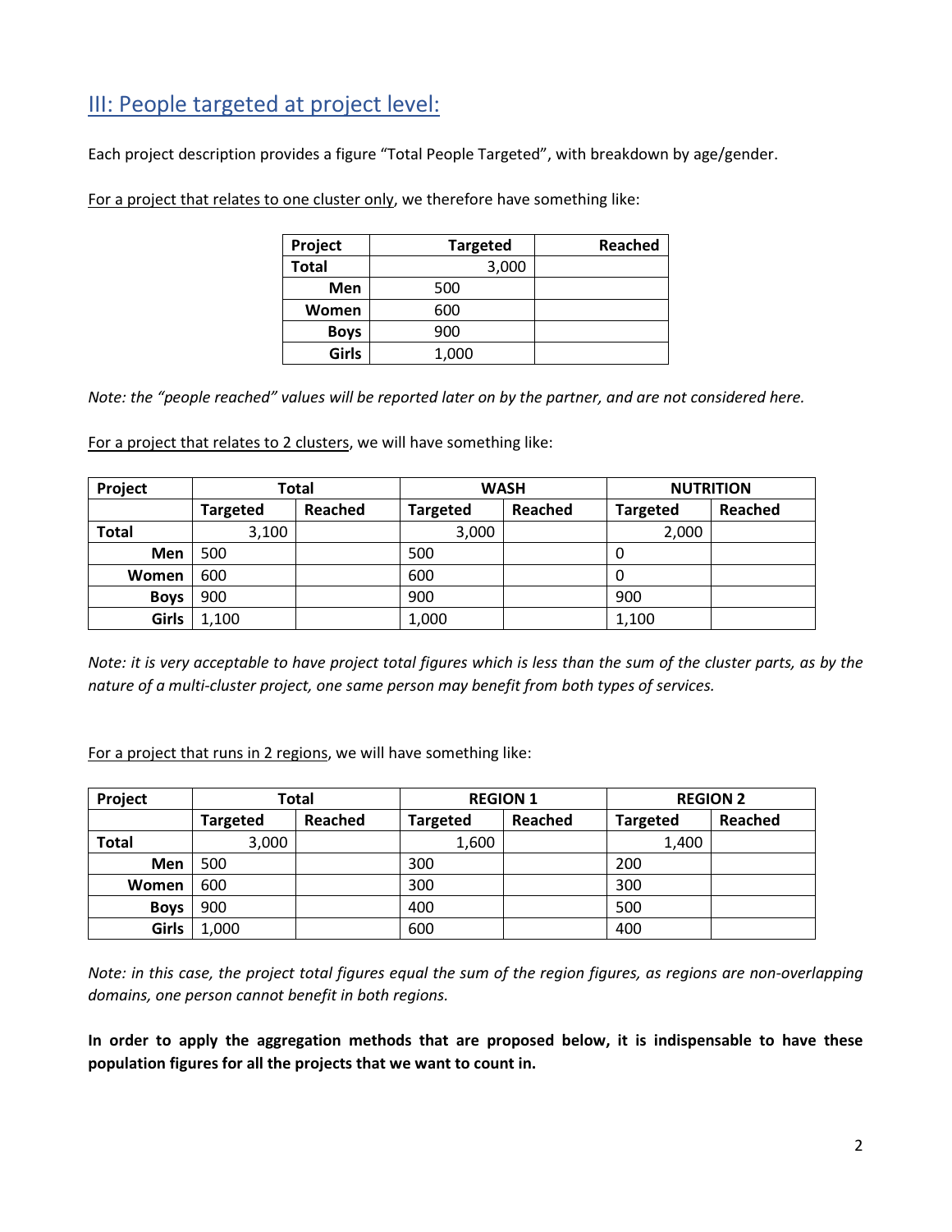## III: People targeted at project level:

Each project description provides a figure "Total People Targeted", with breakdown by age/gender.

For a project that relates to one cluster only, we therefore have something like:

| Project | Targeted | Reached |
|---|---|---|
| **Total** | 3,000 | |
| **Men** | 500 | |
| **Women** | 600 | |
| **Boys** | 900 | |
| **Girls** | 1,000 | |

*Note: the "people reached" values will be reported later on by the partner, and are not considered here.*

For a project that relates to 2 clusters, we will have something like:

| Project | Total | | WASH | | NUTRITION | |
|---|---|---|---|---|---|---|
| | **Targeted** | **Reached** | **Targeted** | **Reached** | **Targeted** | **Reached** |
| **Total** | 3,100 | | 3,000 | | 2,000 | |
| **Men** | 500 | | 500 | | 0 | |
| **Women** | 600 | | 600 | | 0 | |
| **Boys** | 900 | | 900 | | 900 | |
| **Girls** | 1,100 | | 1,000 | | 1,100 | |

*Note: it is very acceptable to have project total figures which is less than the sum of the cluster parts, as by the nature of a multi-cluster project, one same person may benefit from both types of services.*

For a project that runs in 2 regions, we will have something like:

| Project | Total | | REGION 1 | | REGION 2 | |
|---|---|---|---|---|---|---|
| | **Targeted** | **Reached** | **Targeted** | **Reached** | **Targeted** | **Reached** |
| **Total** | 3,000 | | 1,600 | | 1,400 | |
| **Men** | 500 | | 300 | | 200 | |
| **Women** | 600 | | 300 | | 300 | |
| **Boys** | 900 | | 400 | | 500 | |
| **Girls** | 1,000 | | 600 | | 400 | |

*Note: in this case, the project total figures equal the sum of the region figures, as regions are non-overlapping domains, one person cannot benefit in both regions.*

**In order to apply the aggregation methods that are proposed below, it is indispensable to have these population figures for all the projects that we want to count in.**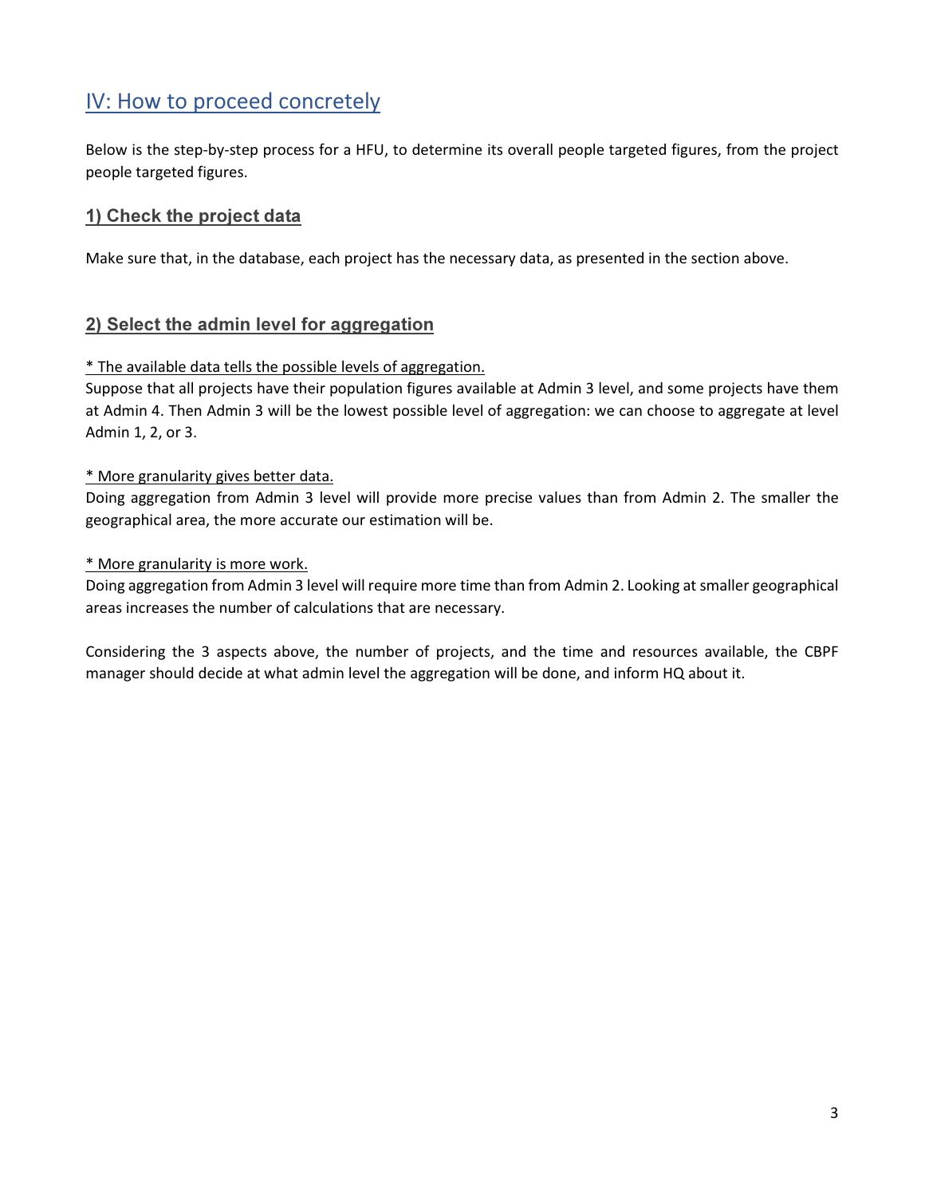## IV: How to proceed concretely

Below is the step-by-step process for a HFU, to determine its overall people targeted figures, from the project people targeted figures.

### 1) Check the project data

Make sure that, in the database, each project has the necessary data, as presented in the section above.

### 2) Select the admin level for aggregation

* The available data tells the possible levels of aggregation.

Suppose that all projects have their population figures available at Admin 3 level, and some projects have them at Admin 4. Then Admin 3 will be the lowest possible level of aggregation: we can choose to aggregate at level Admin 1, 2, or 3.

* More granularity gives better data.

Doing aggregation from Admin 3 level will provide more precise values than from Admin 2. The smaller the geographical area, the more accurate our estimation will be.

* More granularity is more work.

Doing aggregation from Admin 3 level will require more time than from Admin 2. Looking at smaller geographical areas increases the number of calculations that are necessary.

Considering the 3 aspects above, the number of projects, and the time and resources available, the CBPF manager should decide at what admin level the aggregation will be done, and inform HQ about it.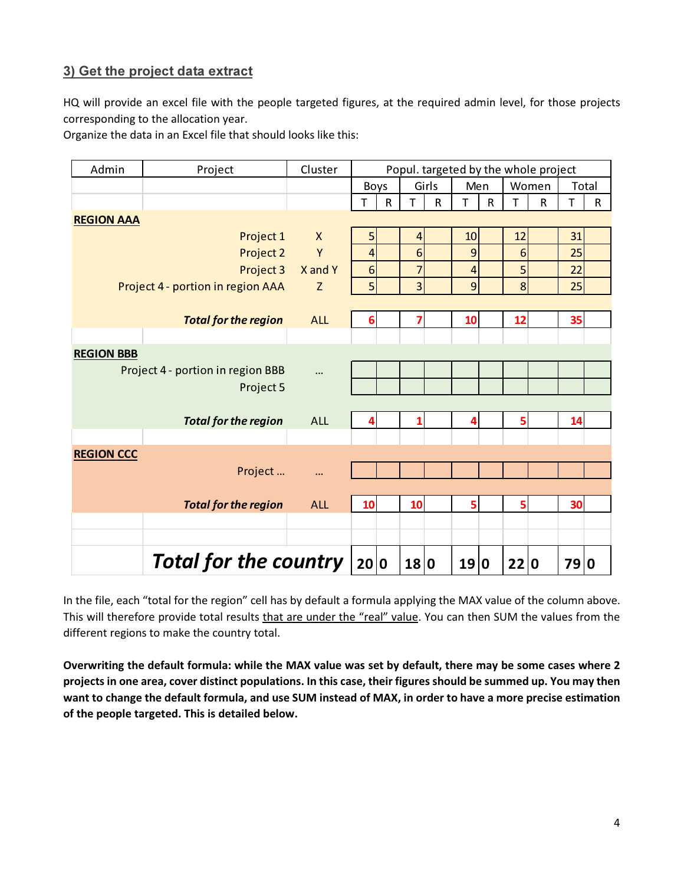## 3) Get the project data extract

HQ will provide an excel file with the people targeted figures, at the required admin level, for those projects corresponding to the allocation year.

Organize the data in an Excel file that should looks like this:

| Admin | Project | Cluster | Popul. targeted by the whole project | | | | | | | | | |
|---|---|---|---|---|---|---|---|---|---|---|---|---|
| | | | Boys | | Girls | | Men | | Women | | Total | |
| | | | T | R | T | R | T | R | T | R | T | R |
| **REGION AAA** | | | | | | | | | | | | |
| | Project 1 | X | 5 | | 4 | | 10 | | 12 | | 31 | |
| | Project 2 | Y | 4 | | 6 | | 9 | | 6 | | 25 | |
| | Project 3 | X and Y | 6 | | 7 | | 4 | | 5 | | 22 | |
| | Project 4 - portion in region AAA | Z | 5 | | 3 | | 9 | | 8 | | 25 | |
| | ***Total for the region*** | ALL | 6 | | 7 | | 10 | | 12 | | 35 | |
| **REGION BBB** | | | | | | | | | | | | |
| | Project 4 - portion in region BBB | ... | | | | | | | | | | |
| | Project 5 | | | | | | | | | | | |
| | ***Total for the region*** | ALL | 4 | | 1 | | 4 | | 5 | | 14 | |
| **REGION CCC** | | | | | | | | | | | | |
| | Project ... | ... | | | | | | | | | | |
| | ***Total for the region*** | ALL | 10 | | 10 | | 5 | | 5 | | 30 | |
| | ***Total for the country*** | | **20** | **0** | **18** | **0** | **19** | **0** | **22** | **0** | **79** | **0** |

In the file, each "total for the region" cell has by default a formula applying the MAX value of the column above. This will therefore provide total results that are under the "real" value. You can then SUM the values from the different regions to make the country total.

**Overwriting the default formula: while the MAX value was set by default, there may be some cases where 2 projects in one area, cover distinct populations. In this case, their figures should be summed up. You may then want to change the default formula, and use SUM instead of MAX, in order to have a more precise estimation of the people targeted. This is detailed below.**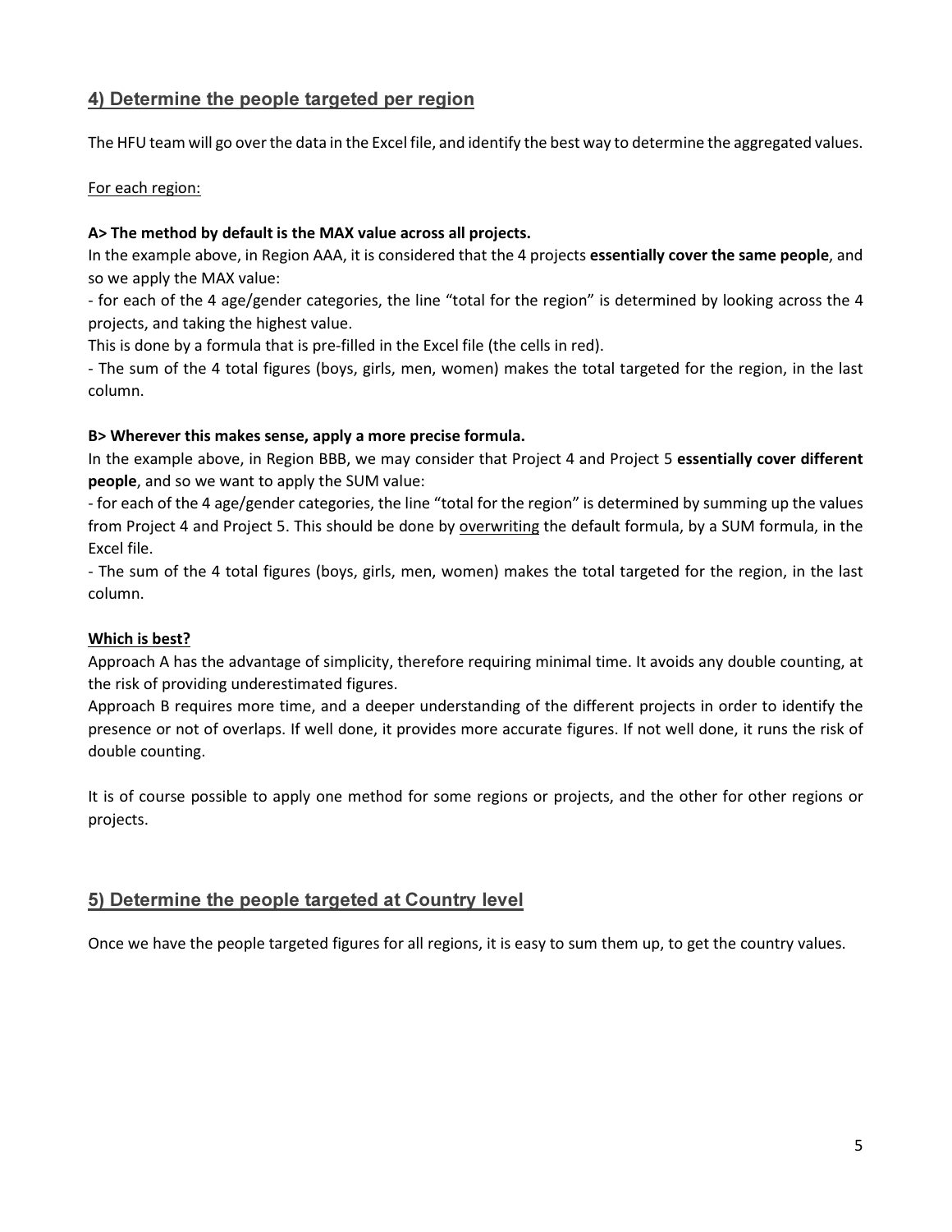## 4) Determine the people targeted per region

The HFU team will go over the data in the Excel file, and identify the best way to determine the aggregated values.

For each region:

**A> The method by default is the MAX value across all projects.**
In the example above, in Region AAA, it is considered that the 4 projects **essentially cover the same people**, and so we apply the MAX value:
- for each of the 4 age/gender categories, the line "total for the region" is determined by looking across the 4 projects, and taking the highest value.
This is done by a formula that is pre-filled in the Excel file (the cells in red).
- The sum of the 4 total figures (boys, girls, men, women) makes the total targeted for the region, in the last column.

**B> Wherever this makes sense, apply a more precise formula.**
In the example above, in Region BBB, we may consider that Project 4 and Project 5 **essentially cover different people**, and so we want to apply the SUM value:
- for each of the 4 age/gender categories, the line "total for the region" is determined by summing up the values from Project 4 and Project 5. This should be done by overwriting the default formula, by a SUM formula, in the Excel file.
- The sum of the 4 total figures (boys, girls, men, women) makes the total targeted for the region, in the last column.

**Which is best?**
Approach A has the advantage of simplicity, therefore requiring minimal time. It avoids any double counting, at the risk of providing underestimated figures.
Approach B requires more time, and a deeper understanding of the different projects in order to identify the presence or not of overlaps. If well done, it provides more accurate figures. If not well done, it runs the risk of double counting.

It is of course possible to apply one method for some regions or projects, and the other for other regions or projects.

## 5) Determine the people targeted at Country level

Once we have the people targeted figures for all regions, it is easy to sum them up, to get the country values.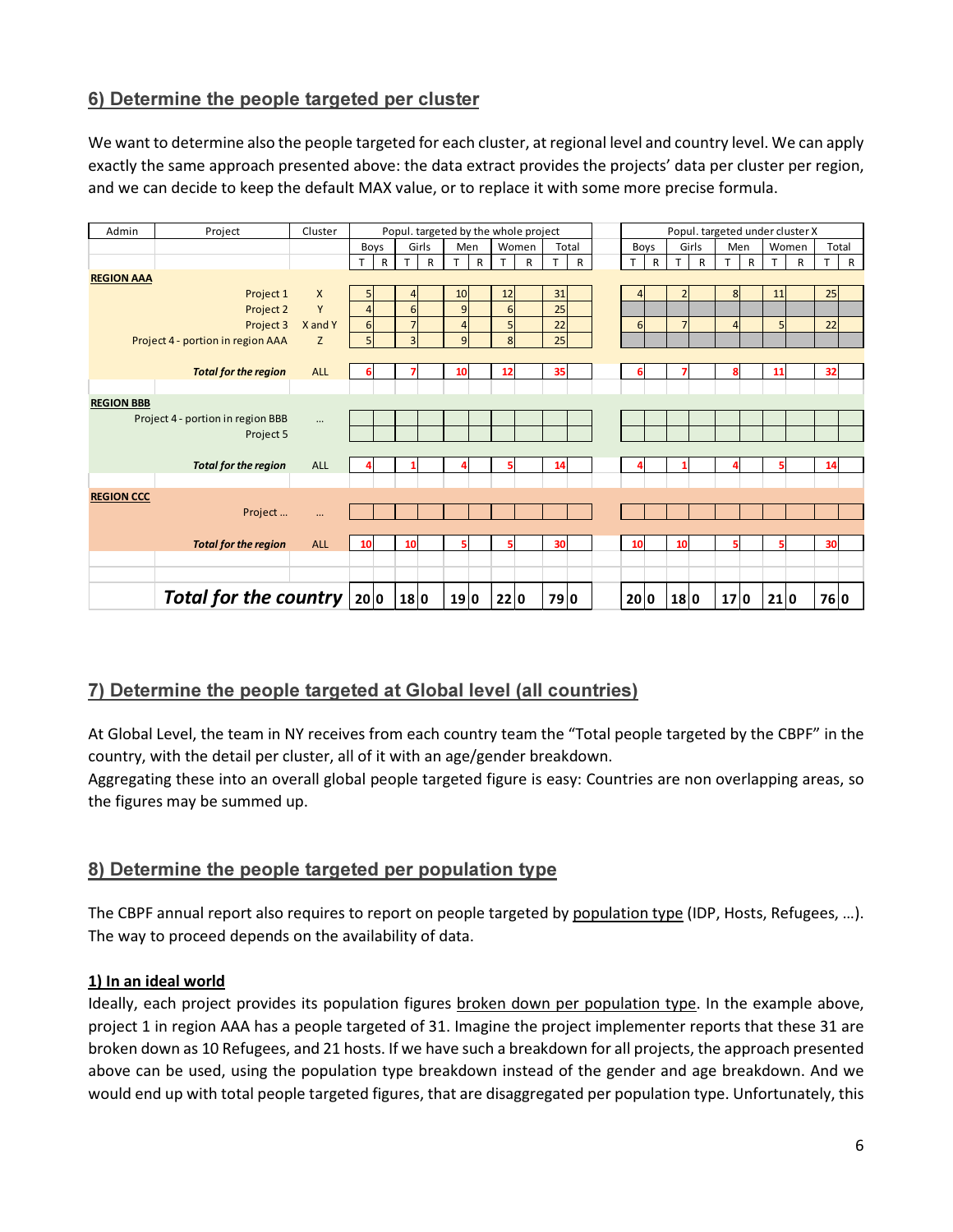## 6) Determine the people targeted per cluster

We want to determine also the people targeted for each cluster, at regional level and country level. We can apply exactly the same approach presented above: the data extract provides the projects' data per cluster per region, and we can decide to keep the default MAX value, or to replace it with some more precise formula.

| Admin | Project | Cluster | Popul. targeted by the whole project | | | | | | | | | | | Popul. targeted under cluster X | | | | | | | | | |
|---|---|---|---|---|---|---|---|---|---|---|---|---|---|---|---|---|---|---|---|---|---|---|---|
| | | | Boys | | Girls | | Men | | Women | | Total | | | Boys | | Girls | | Men | | Women | | Total | |
| | | | T | R | T | R | T | R | T | R | T | R | | T | R | T | R | T | R | T | R | T | R |
| **REGION AAA** | | | | | | | | | | | | | | | | | | | | | | | |
| | Project 1 | X | 5 | | 4 | | 10 | | 12 | | 31 | | | 4 | | 2 | | 8 | | 11 | | 25 | |
| | Project 2 | Y | 4 | | 6 | | 9 | | 6 | | 25 | | | | | | | | | | | | |
| | Project 3 | X and Y | 6 | | 7 | | 4 | | 5 | | 22 | | | 6 | | 7 | | 4 | | 5 | | 22 | |
| | Project 4 - portion in region AAA | Z | 5 | | 3 | | 9 | | 8 | | 25 | | | | | | | | | | | | |
| | ***Total for the region*** | ALL | 6 | | 7 | | 10 | | 12 | | 35 | | | 6 | | 7 | | 8 | | 11 | | 32 | |
| **REGION BBB** | | | | | | | | | | | | | | | | | | | | | | | |
| | Project 4 - portion in region BBB | ... | | | | | | | | | | | | | | | | | | | | | |
| | Project 5 | | | | | | | | | | | | | | | | | | | | | | |
| | ***Total for the region*** | ALL | 4 | | 1 | | 4 | | 5 | | 14 | | | 4 | | 1 | | 4 | | 5 | | 14 | |
| **REGION CCC** | | | | | | | | | | | | | | | | | | | | | | | |
| | Project ... | ... | | | | | | | | | | | | | | | | | | | | | |
| | ***Total for the region*** | ALL | 10 | | 10 | | 5 | | 5 | | 30 | | | 10 | | 10 | | 5 | | 5 | | 30 | |
| | ***Total for the country*** | | **20** | **0** | **18** | **0** | **19** | **0** | **22** | **0** | **79** | **0** | | **20** | **0** | **18** | **0** | **17** | **0** | **21** | **0** | **76** | **0** |

## 7) Determine the people targeted at Global level (all countries)

At Global Level, the team in NY receives from each country team the "Total people targeted by the CBPF" in the country, with the detail per cluster, all of it with an age/gender breakdown.

Aggregating these into an overall global people targeted figure is easy: Countries are non overlapping areas, so the figures may be summed up.

## 8) Determine the people targeted per population type

The CBPF annual report also requires to report on people targeted by population type (IDP, Hosts, Refugees, …). The way to proceed depends on the availability of data.

**1) In an ideal world**

Ideally, each project provides its population figures broken down per population type. In the example above, project 1 in region AAA has a people targeted of 31. Imagine the project implementer reports that these 31 are broken down as 10 Refugees, and 21 hosts. If we have such a breakdown for all projects, the approach presented above can be used, using the population type breakdown instead of the gender and age breakdown. And we would end up with total people targeted figures, that are disaggregated per population type. Unfortunately, this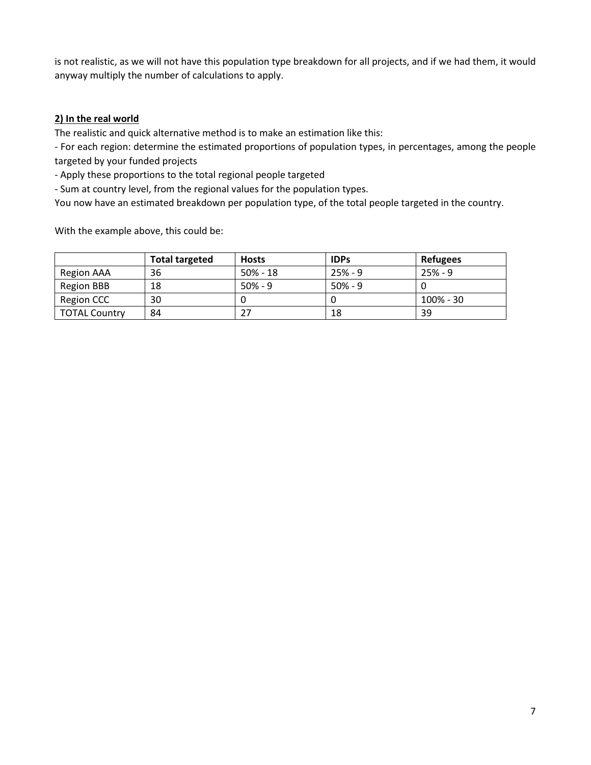is not realistic, as we will not have this population type breakdown for all projects, and if we had them, it would anyway multiply the number of calculations to apply.

**2) In the real world**

The realistic and quick alternative method is to make an estimation like this:

- For each region: determine the estimated proportions of population types, in percentages, among the people targeted by your funded projects
- Apply these proportions to the total regional people targeted
- Sum at country level, from the regional values for the population types.

You now have an estimated breakdown per population type, of the total people targeted in the country.

With the example above, this could be:

| | Total targeted | Hosts | IDPs | Refugees |
|---|---|---|---|---|
| Region AAA | 36 | 50% - 18 | 25% - 9 | 25% - 9 |
| Region BBB | 18 | 50% - 9 | 50% - 9 | 0 |
| Region CCC | 30 | 0 | 0 | 100% - 30 |
| TOTAL Country | 84 | 27 | 18 | 39 |